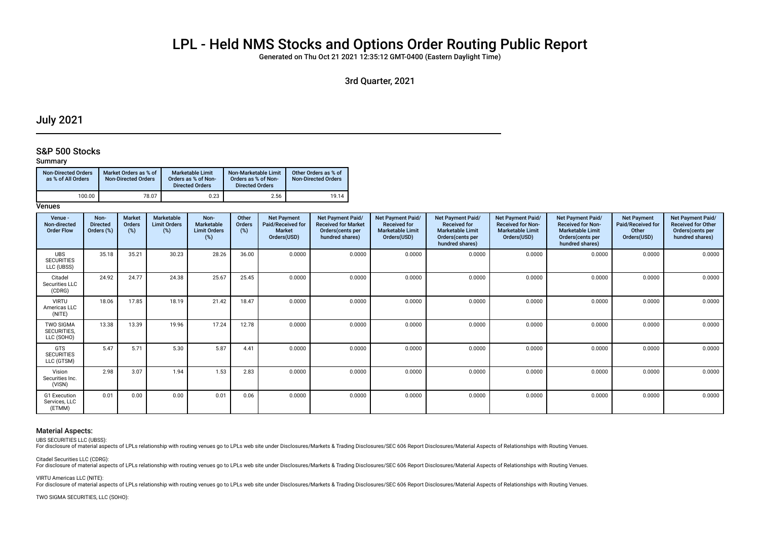# LPL - Held NMS Stocks and Options Order Routing Public Report

Generated on Thu Oct 21 2021 12:35:12 GMT-0400 (Eastern Daylight Time)

3rd Quarter, 2021

## July 2021

### S&P 500 Stocks

#### Summary

| Non-Directed Orders as % of All Orders | Market Orders as % of Non-Directed Orders | Marketable Limit Orders as % of Non-Directed Orders | Non-Marketable Limit Orders as % of Non-Directed Orders | Other Orders as % of Non-Directed Orders |
|---|---|---|---|---|
| 100.00 | 78.07 | 0.23 | 2.56 | 19.14 |

#### Venues

| Venue - Non-directed Order Flow | Non-Directed Orders (%) | Market Orders (%) | Marketable Limit Orders (%) | Non-Marketable Limit Orders (%) | Other Orders (%) | Net Payment Paid/Received for Market Orders(USD) | Net Payment Paid/ Received for Market Orders(cents per hundred shares) | Net Payment Paid/ Received for Marketable Limit Orders(USD) | Net Payment Paid/ Received for Marketable Limit Orders(cents per hundred shares) | Net Payment Paid/ Received for Non-Marketable Limit Orders(USD) | Net Payment Paid/ Received for Non-Marketable Limit Orders(cents per hundred shares) | Net Payment Paid/Received for Other Orders(USD) | Net Payment Paid/ Received for Other Orders(cents per hundred shares) |
|---|---|---|---|---|---|---|---|---|---|---|---|---|---|
| UBS SECURITIES LLC (UBSS) | 35.18 | 35.21 | 30.23 | 28.26 | 36.00 | 0.0000 | 0.0000 | 0.0000 | 0.0000 | 0.0000 | 0.0000 | 0.0000 | 0.0000 |
| Citadel Securities LLC (CDRG) | 24.92 | 24.77 | 24.38 | 25.67 | 25.45 | 0.0000 | 0.0000 | 0.0000 | 0.0000 | 0.0000 | 0.0000 | 0.0000 | 0.0000 |
| VIRTU Americas LLC (NITE) | 18.06 | 17.85 | 18.19 | 21.42 | 18.47 | 0.0000 | 0.0000 | 0.0000 | 0.0000 | 0.0000 | 0.0000 | 0.0000 | 0.0000 |
| TWO SIGMA SECURITIES, LLC (SOHO) | 13.38 | 13.39 | 19.96 | 17.24 | 12.78 | 0.0000 | 0.0000 | 0.0000 | 0.0000 | 0.0000 | 0.0000 | 0.0000 | 0.0000 |
| GTS SECURITIES LLC (GTSM) | 5.47 | 5.71 | 5.30 | 5.87 | 4.41 | 0.0000 | 0.0000 | 0.0000 | 0.0000 | 0.0000 | 0.0000 | 0.0000 | 0.0000 |
| Vision Securities Inc. (VISN) | 2.98 | 3.07 | 1.94 | 1.53 | 2.83 | 0.0000 | 0.0000 | 0.0000 | 0.0000 | 0.0000 | 0.0000 | 0.0000 | 0.0000 |
| G1 Execution Services, LLC (ETMM) | 0.01 | 0.00 | 0.00 | 0.01 | 0.06 | 0.0000 | 0.0000 | 0.0000 | 0.0000 | 0.0000 | 0.0000 | 0.0000 | 0.0000 |

#### Material Aspects:

UBS SECURITIES LLC (UBSS):
For disclosure of material aspects of LPLs relationship with routing venues go to LPLs web site under Disclosures/Markets & Trading Disclosures/SEC 606 Report Disclosures/Material Aspects of Relationships with Routing Venues.

Citadel Securities LLC (CDRG):
For disclosure of material aspects of LPLs relationship with routing venues go to LPLs web site under Disclosures/Markets & Trading Disclosures/SEC 606 Report Disclosures/Material Aspects of Relationships with Routing Venues.

VIRTU Americas LLC (NITE):
For disclosure of material aspects of LPLs relationship with routing venues go to LPLs web site under Disclosures/Markets & Trading Disclosures/SEC 606 Report Disclosures/Material Aspects of Relationships with Routing Venues.

TWO SIGMA SECURITIES, LLC (SOHO):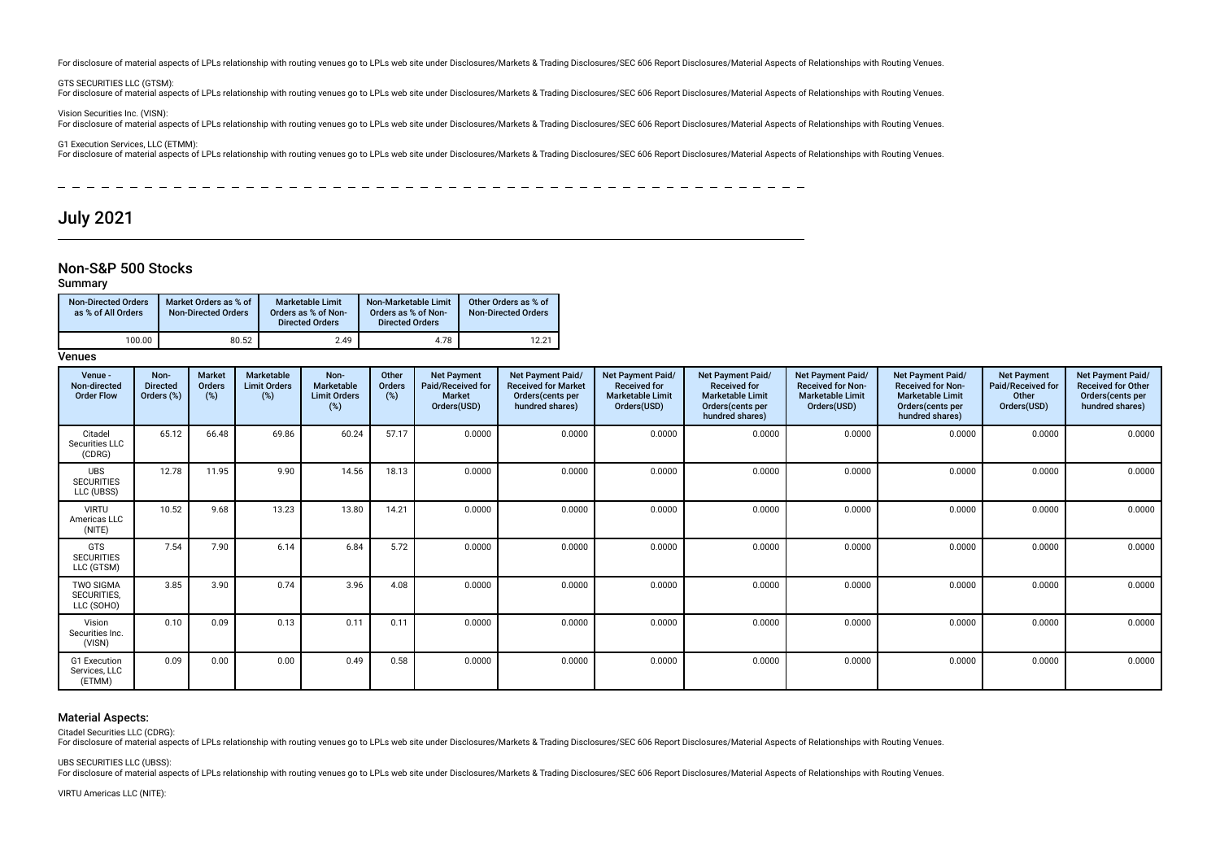For disclosure of material aspects of LPLs relationship with routing venues go to LPLs web site under Disclosures/Markets & Trading Disclosures/SEC 606 Report Disclosures/Material Aspects of Relationships with Routing Venues.

GTS SECURITIES LLC (GTSM):
For disclosure of material aspects of LPLs relationship with routing venues go to LPLs web site under Disclosures/Markets & Trading Disclosures/SEC 606 Report Disclosures/Material Aspects of Relationships with Routing Venues.

Vision Securities Inc. (VISN):
For disclosure of material aspects of LPLs relationship with routing venues go to LPLs web site under Disclosures/Markets & Trading Disclosures/SEC 606 Report Disclosures/Material Aspects of Relationships with Routing Venues.

G1 Execution Services, LLC (ETMM):
For disclosure of material aspects of LPLs relationship with routing venues go to LPLs web site under Disclosures/Markets & Trading Disclosures/SEC 606 Report Disclosures/Material Aspects of Relationships with Routing Venues.

# July 2021

## Non-S&P 500 Stocks

### Summary

| Non-Directed Orders as % of All Orders | Market Orders as % of Non-Directed Orders | Marketable Limit Orders as % of Non-Directed Orders | Non-Marketable Limit Orders as % of Non-Directed Orders | Other Orders as % of Non-Directed Orders |
|---|---|---|---|---|
| 100.00 | 80.52 | 2.49 | 4.78 | 12.21 |

### Venues

| Venue - Non-directed Order Flow | Non-Directed Orders (%) | Market Orders (%) | Marketable Limit Orders (%) | Non-Marketable Limit Orders (%) | Other Orders (%) | Net Payment Paid/Received for Market Orders(USD) | Net Payment Paid/Received for Market Orders(cents per hundred shares) | Net Payment Paid/Received for Marketable Limit Orders(USD) | Net Payment Paid/Received for Marketable Limit Orders(cents per hundred shares) | Net Payment Paid/Received for Non-Marketable Limit Orders(USD) | Net Payment Paid/Received for Non-Marketable Limit Orders(cents per hundred shares) | Net Payment Paid/Received for Other Orders(USD) | Net Payment Paid/Received for Other Orders(cents per hundred shares) |
|---|---|---|---|---|---|---|---|---|---|---|---|---|---|
| Citadel Securities LLC (CDRG) | 65.12 | 66.48 | 69.86 | 60.24 | 57.17 | 0.0000 | 0.0000 | 0.0000 | 0.0000 | 0.0000 | 0.0000 | 0.0000 | 0.0000 |
| UBS SECURITIES LLC (UBSS) | 12.78 | 11.95 | 9.90 | 14.56 | 18.13 | 0.0000 | 0.0000 | 0.0000 | 0.0000 | 0.0000 | 0.0000 | 0.0000 | 0.0000 |
| VIRTU Americas LLC (NITE) | 10.52 | 9.68 | 13.23 | 13.80 | 14.21 | 0.0000 | 0.0000 | 0.0000 | 0.0000 | 0.0000 | 0.0000 | 0.0000 | 0.0000 |
| GTS SECURITIES LLC (GTSM) | 7.54 | 7.90 | 6.14 | 6.84 | 5.72 | 0.0000 | 0.0000 | 0.0000 | 0.0000 | 0.0000 | 0.0000 | 0.0000 | 0.0000 |
| TWO SIGMA SECURITIES, LLC (SOHO) | 3.85 | 3.90 | 0.74 | 3.96 | 4.08 | 0.0000 | 0.0000 | 0.0000 | 0.0000 | 0.0000 | 0.0000 | 0.0000 | 0.0000 |
| Vision Securities Inc. (VISN) | 0.10 | 0.09 | 0.13 | 0.11 | 0.11 | 0.0000 | 0.0000 | 0.0000 | 0.0000 | 0.0000 | 0.0000 | 0.0000 | 0.0000 |
| G1 Execution Services, LLC (ETMM) | 0.09 | 0.00 | 0.00 | 0.49 | 0.58 | 0.0000 | 0.0000 | 0.0000 | 0.0000 | 0.0000 | 0.0000 | 0.0000 | 0.0000 |

### Material Aspects:

Citadel Securities LLC (CDRG):
For disclosure of material aspects of LPLs relationship with routing venues go to LPLs web site under Disclosures/Markets & Trading Disclosures/SEC 606 Report Disclosures/Material Aspects of Relationships with Routing Venues.

UBS SECURITIES LLC (UBSS):
For disclosure of material aspects of LPLs relationship with routing venues go to LPLs web site under Disclosures/Markets & Trading Disclosures/SEC 606 Report Disclosures/Material Aspects of Relationships with Routing Venues.

VIRTU Americas LLC (NITE):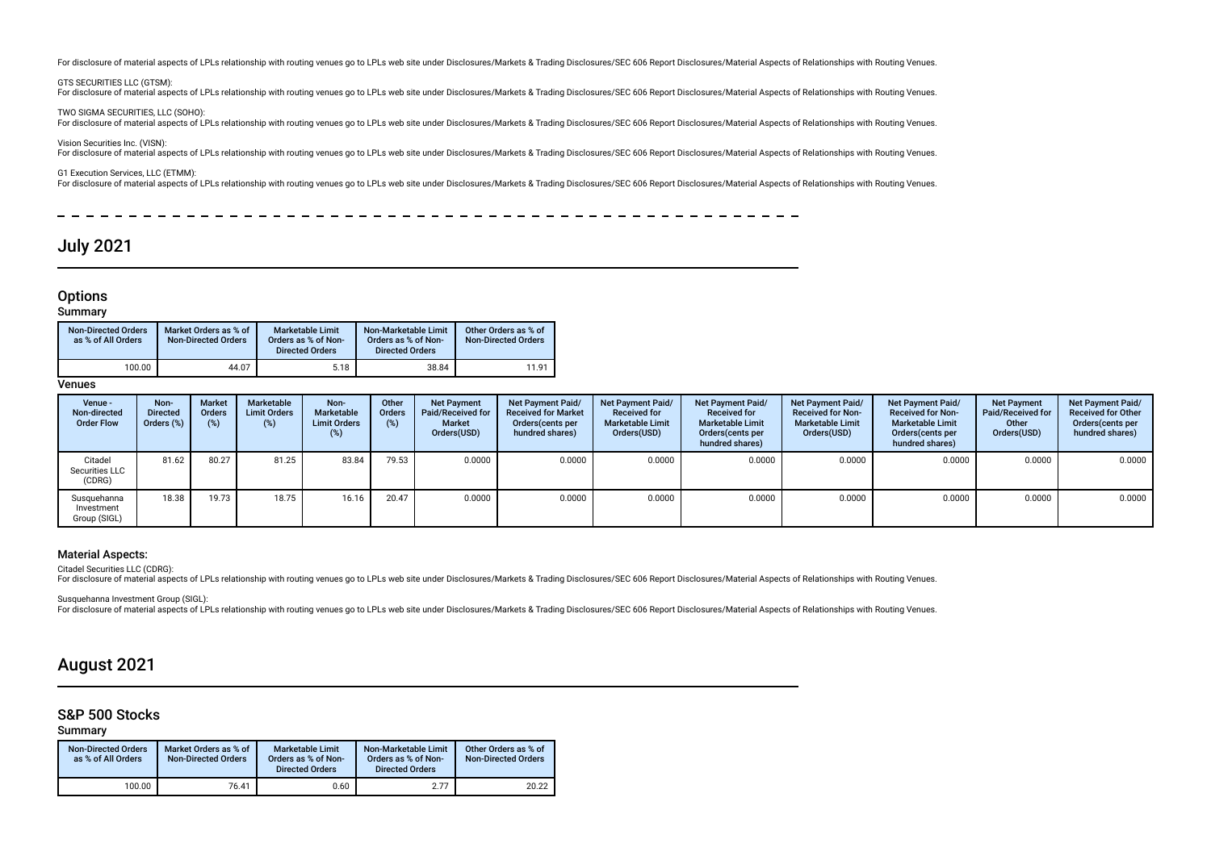For disclosure of material aspects of LPLs relationship with routing venues go to LPLs web site under Disclosures/Markets & Trading Disclosures/SEC 606 Report Disclosures/Material Aspects of Relationships with Routing Venues.

GTS SECURITIES LLC (GTSM):
For disclosure of material aspects of LPLs relationship with routing venues go to LPLs web site under Disclosures/Markets & Trading Disclosures/SEC 606 Report Disclosures/Material Aspects of Relationships with Routing Venues.

TWO SIGMA SECURITIES, LLC (SOHO):
For disclosure of material aspects of LPLs relationship with routing venues go to LPLs web site under Disclosures/Markets & Trading Disclosures/SEC 606 Report Disclosures/Material Aspects of Relationships with Routing Venues.

Vision Securities Inc. (VISN):
For disclosure of material aspects of LPLs relationship with routing venues go to LPLs web site under Disclosures/Markets & Trading Disclosures/SEC 606 Report Disclosures/Material Aspects of Relationships with Routing Venues.

G1 Execution Services, LLC (ETMM):
For disclosure of material aspects of LPLs relationship with routing venues go to LPLs web site under Disclosures/Markets & Trading Disclosures/SEC 606 Report Disclosures/Material Aspects of Relationships with Routing Venues.

# July 2021

## Options

### Summary

| Non-Directed Orders as % of All Orders | Market Orders as % of Non-Directed Orders | Marketable Limit Orders as % of Non-Directed Orders | Non-Marketable Limit Orders as % of Non-Directed Orders | Other Orders as % of Non-Directed Orders |
|---|---|---|---|---|
| 100.00 | 44.07 | 5.18 | 38.84 | 11.91 |

### Venues

| Venue - Non-directed Order Flow | Non-Directed Orders (%) | Market Orders (%) | Marketable Limit Orders (%) | Non-Marketable Limit Orders (%) | Other Orders (%) | Net Payment Paid/Received for Market Orders(USD) | Net Payment Paid/Received for Market Orders(cents per hundred shares) | Net Payment Paid/Received for Marketable Limit Orders(USD) | Net Payment Paid/Received for Marketable Limit Orders(cents per hundred shares) | Net Payment Paid/Received for Non-Marketable Limit Orders(USD) | Net Payment Paid/Received for Non-Marketable Limit Orders(cents per hundred shares) | Net Payment Paid/Received for Other Orders(USD) | Net Payment Paid/Received for Other Orders(cents per hundred shares) |
|---|---|---|---|---|---|---|---|---|---|---|---|---|---|
| Citadel Securities LLC (CDRG) | 81.62 | 80.27 | 81.25 | 83.84 | 79.53 | 0.0000 | 0.0000 | 0.0000 | 0.0000 | 0.0000 | 0.0000 | 0.0000 | 0.0000 |
| Susquehanna Investment Group (SIGL) | 18.38 | 19.73 | 18.75 | 16.16 | 20.47 | 0.0000 | 0.0000 | 0.0000 | 0.0000 | 0.0000 | 0.0000 | 0.0000 | 0.0000 |

### Material Aspects:

Citadel Securities LLC (CDRG):
For disclosure of material aspects of LPLs relationship with routing venues go to LPLs web site under Disclosures/Markets & Trading Disclosures/SEC 606 Report Disclosures/Material Aspects of Relationships with Routing Venues.

Susquehanna Investment Group (SIGL):
For disclosure of material aspects of LPLs relationship with routing venues go to LPLs web site under Disclosures/Markets & Trading Disclosures/SEC 606 Report Disclosures/Material Aspects of Relationships with Routing Venues.

# August 2021

## S&P 500 Stocks

### Summary

| Non-Directed Orders as % of All Orders | Market Orders as % of Non-Directed Orders | Marketable Limit Orders as % of Non-Directed Orders | Non-Marketable Limit Orders as % of Non-Directed Orders | Other Orders as % of Non-Directed Orders |
|---|---|---|---|---|
| 100.00 | 76.41 | 0.60 | 2.77 | 20.22 |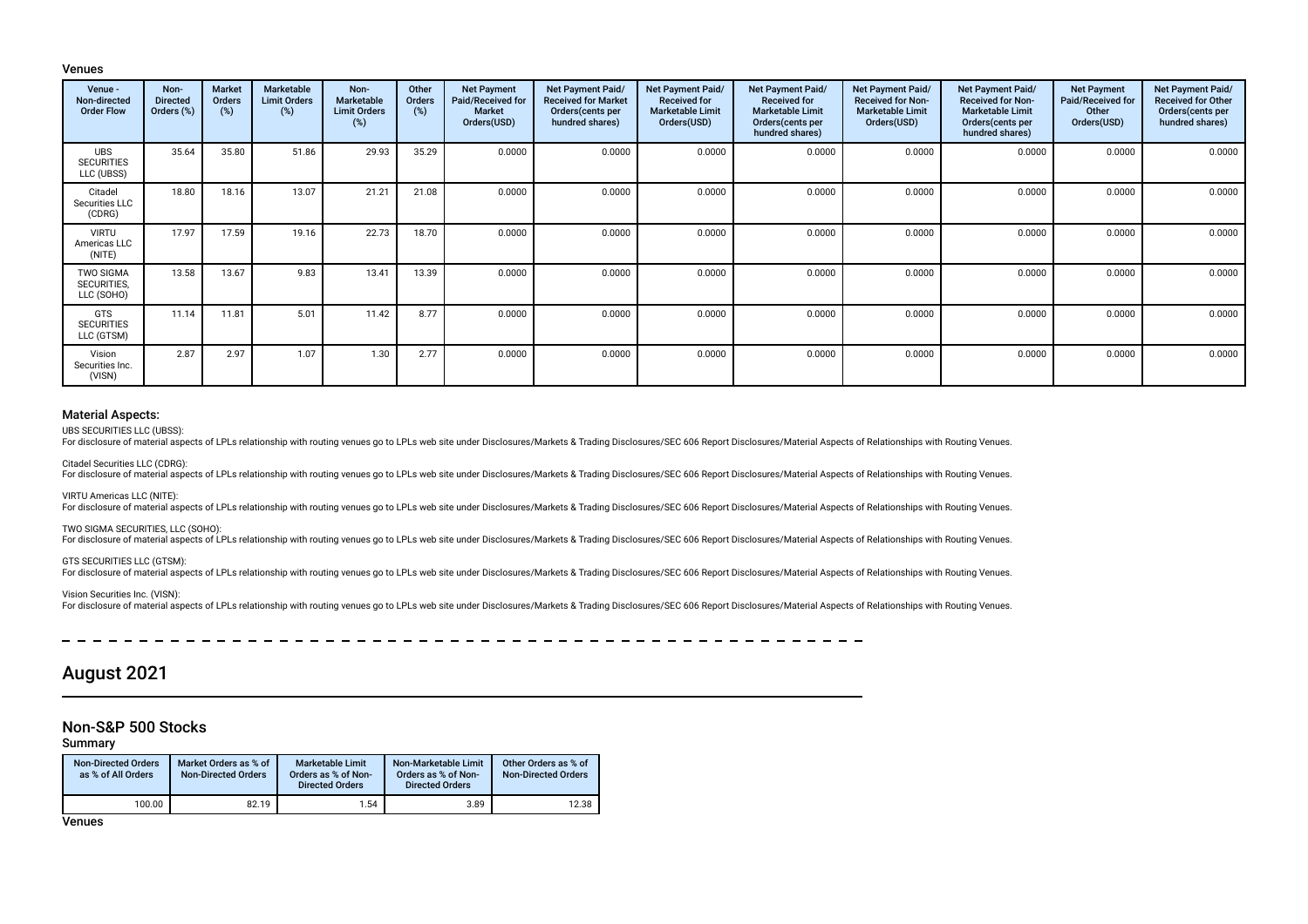### Venues

| Venue - Non-directed Order Flow | Non-Directed Orders (%) | Market Orders (%) | Marketable Limit Orders (%) | Non-Marketable Limit Orders (%) | Other Orders (%) | Net Payment Paid/Received for Market Orders(USD) | Net Payment Paid/ Received for Market Orders(cents per hundred shares) | Net Payment Paid/ Received for Marketable Limit Orders(USD) | Net Payment Paid/ Received for Marketable Limit Orders(cents per hundred shares) | Net Payment Paid/ Received for Non-Marketable Limit Orders(USD) | Net Payment Paid/ Received for Non-Marketable Limit Orders(cents per hundred shares) | Net Payment Paid/Received for Other Orders(USD) | Net Payment Paid/ Received for Other Orders(cents per hundred shares) |
|---|---|---|---|---|---|---|---|---|---|---|---|---|---|
| UBS SECURITIES LLC (UBSS) | 35.64 | 35.80 | 51.86 | 29.93 | 35.29 | 0.0000 | 0.0000 | 0.0000 | 0.0000 | 0.0000 | 0.0000 | 0.0000 | 0.0000 |
| Citadel Securities LLC (CDRG) | 18.80 | 18.16 | 13.07 | 21.21 | 21.08 | 0.0000 | 0.0000 | 0.0000 | 0.0000 | 0.0000 | 0.0000 | 0.0000 | 0.0000 |
| VIRTU Americas LLC (NITE) | 17.97 | 17.59 | 19.16 | 22.73 | 18.70 | 0.0000 | 0.0000 | 0.0000 | 0.0000 | 0.0000 | 0.0000 | 0.0000 | 0.0000 |
| TWO SIGMA SECURITIES, LLC (SOHO) | 13.58 | 13.67 | 9.83 | 13.41 | 13.39 | 0.0000 | 0.0000 | 0.0000 | 0.0000 | 0.0000 | 0.0000 | 0.0000 | 0.0000 |
| GTS SECURITIES LLC (GTSM) | 11.14 | 11.81 | 5.01 | 11.42 | 8.77 | 0.0000 | 0.0000 | 0.0000 | 0.0000 | 0.0000 | 0.0000 | 0.0000 | 0.0000 |
| Vision Securities Inc. (VISN) | 2.87 | 2.97 | 1.07 | 1.30 | 2.77 | 0.0000 | 0.0000 | 0.0000 | 0.0000 | 0.0000 | 0.0000 | 0.0000 | 0.0000 |

### Material Aspects:

UBS SECURITIES LLC (UBSS):
For disclosure of material aspects of LPLs relationship with routing venues go to LPLs web site under Disclosures/Markets & Trading Disclosures/SEC 606 Report Disclosures/Material Aspects of Relationships with Routing Venues.

Citadel Securities LLC (CDRG):
For disclosure of material aspects of LPLs relationship with routing venues go to LPLs web site under Disclosures/Markets & Trading Disclosures/SEC 606 Report Disclosures/Material Aspects of Relationships with Routing Venues.

VIRTU Americas LLC (NITE):
For disclosure of material aspects of LPLs relationship with routing venues go to LPLs web site under Disclosures/Markets & Trading Disclosures/SEC 606 Report Disclosures/Material Aspects of Relationships with Routing Venues.

TWO SIGMA SECURITIES, LLC (SOHO):
For disclosure of material aspects of LPLs relationship with routing venues go to LPLs web site under Disclosures/Markets & Trading Disclosures/SEC 606 Report Disclosures/Material Aspects of Relationships with Routing Venues.

GTS SECURITIES LLC (GTSM):
For disclosure of material aspects of LPLs relationship with routing venues go to LPLs web site under Disclosures/Markets & Trading Disclosures/SEC 606 Report Disclosures/Material Aspects of Relationships with Routing Venues.

Vision Securities Inc. (VISN):
For disclosure of material aspects of LPLs relationship with routing venues go to LPLs web site under Disclosures/Markets & Trading Disclosures/SEC 606 Report Disclosures/Material Aspects of Relationships with Routing Venues.

## August 2021

### Non-S&P 500 Stocks

#### Summary

| Non-Directed Orders as % of All Orders | Market Orders as % of Non-Directed Orders | Marketable Limit Orders as % of Non-Directed Orders | Non-Marketable Limit Orders as % of Non-Directed Orders | Other Orders as % of Non-Directed Orders |
|---|---|---|---|---|
| 100.00 | 82.19 | 1.54 | 3.89 | 12.38 |

### Venues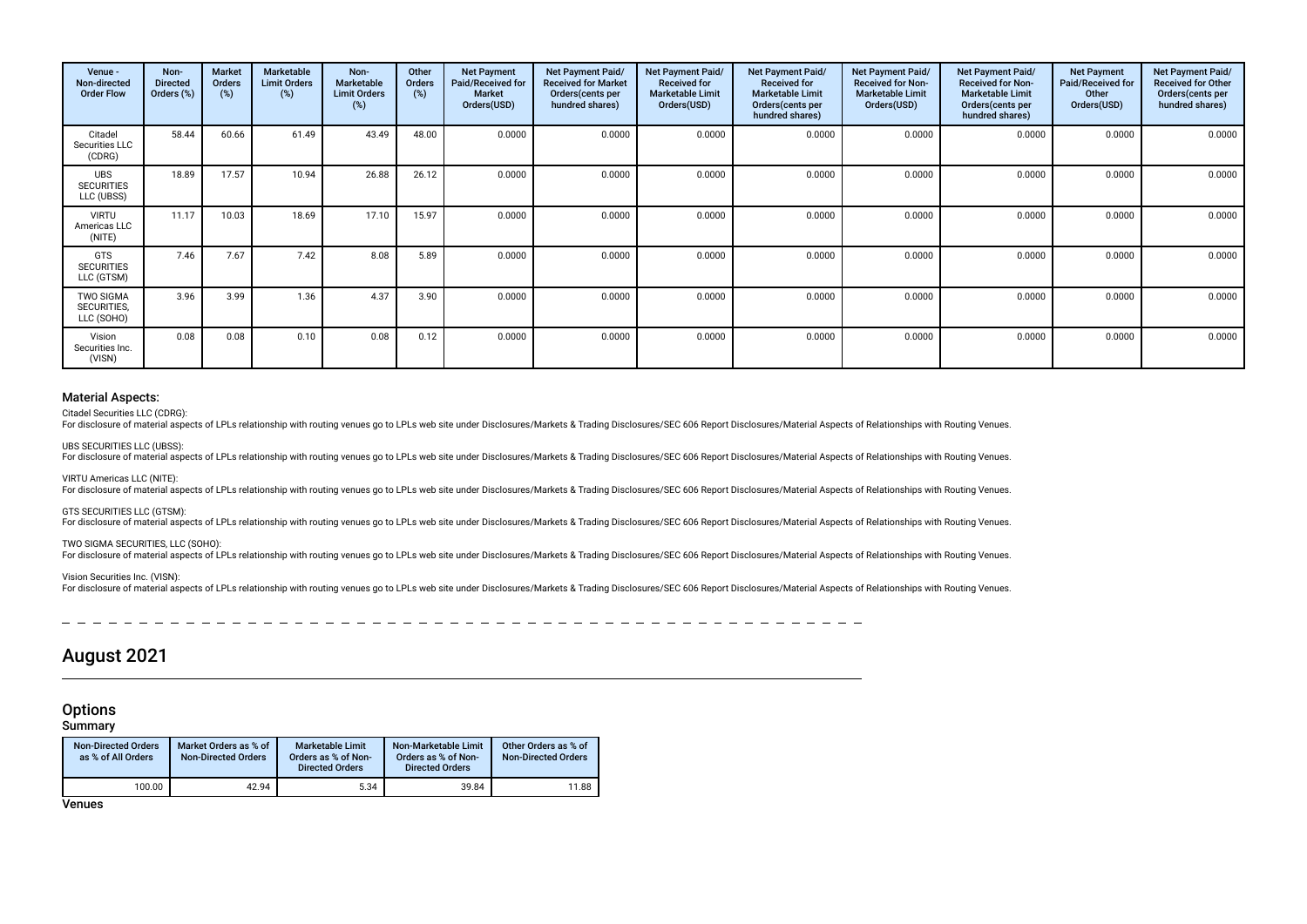| Venue - Non-directed Order Flow | Non-Directed Orders (%) | Market Orders (%) | Marketable Limit Orders (%) | Non-Marketable Limit Orders (%) | Other Orders (%) | Net Payment Paid/Received for Market Orders(USD) | Net Payment Paid/ Received for Market Orders(cents per hundred shares) | Net Payment Paid/ Received for Marketable Limit Orders(USD) | Net Payment Paid/ Received for Marketable Limit Orders(cents per hundred shares) | Net Payment Paid/ Received for Non-Marketable Limit Orders(USD) | Net Payment Paid/ Received for Non-Marketable Limit Orders(cents per hundred shares) | Net Payment Paid/Received for Other Orders(USD) | Net Payment Paid/ Received for Other Orders(cents per hundred shares) |
|---|---|---|---|---|---|---|---|---|---|---|---|---|---|
| Citadel Securities LLC (CDRG) | 58.44 | 60.66 | 61.49 | 43.49 | 48.00 | 0.0000 | 0.0000 | 0.0000 | 0.0000 | 0.0000 | 0.0000 | 0.0000 | 0.0000 |
| UBS SECURITIES LLC (UBSS) | 18.89 | 17.57 | 10.94 | 26.88 | 26.12 | 0.0000 | 0.0000 | 0.0000 | 0.0000 | 0.0000 | 0.0000 | 0.0000 | 0.0000 |
| VIRTU Americas LLC (NITE) | 11.17 | 10.03 | 18.69 | 17.10 | 15.97 | 0.0000 | 0.0000 | 0.0000 | 0.0000 | 0.0000 | 0.0000 | 0.0000 | 0.0000 |
| GTS SECURITIES LLC (GTSM) | 7.46 | 7.67 | 7.42 | 8.08 | 5.89 | 0.0000 | 0.0000 | 0.0000 | 0.0000 | 0.0000 | 0.0000 | 0.0000 | 0.0000 |
| TWO SIGMA SECURITIES, LLC (SOHO) | 3.96 | 3.99 | 1.36 | 4.37 | 3.90 | 0.0000 | 0.0000 | 0.0000 | 0.0000 | 0.0000 | 0.0000 | 0.0000 | 0.0000 |
| Vision Securities Inc. (VISN) | 0.08 | 0.08 | 0.10 | 0.08 | 0.12 | 0.0000 | 0.0000 | 0.0000 | 0.0000 | 0.0000 | 0.0000 | 0.0000 | 0.0000 |

### Material Aspects:

Citadel Securities LLC (CDRG):
For disclosure of material aspects of LPLs relationship with routing venues go to LPLs web site under Disclosures/Markets & Trading Disclosures/SEC 606 Report Disclosures/Material Aspects of Relationships with Routing Venues.

UBS SECURITIES LLC (UBSS):
For disclosure of material aspects of LPLs relationship with routing venues go to LPLs web site under Disclosures/Markets & Trading Disclosures/SEC 606 Report Disclosures/Material Aspects of Relationships with Routing Venues.

VIRTU Americas LLC (NITE):
For disclosure of material aspects of LPLs relationship with routing venues go to LPLs web site under Disclosures/Markets & Trading Disclosures/SEC 606 Report Disclosures/Material Aspects of Relationships with Routing Venues.

GTS SECURITIES LLC (GTSM):
For disclosure of material aspects of LPLs relationship with routing venues go to LPLs web site under Disclosures/Markets & Trading Disclosures/SEC 606 Report Disclosures/Material Aspects of Relationships with Routing Venues.

TWO SIGMA SECURITIES, LLC (SOHO):
For disclosure of material aspects of LPLs relationship with routing venues go to LPLs web site under Disclosures/Markets & Trading Disclosures/SEC 606 Report Disclosures/Material Aspects of Relationships with Routing Venues.

Vision Securities Inc. (VISN):
For disclosure of material aspects of LPLs relationship with routing venues go to LPLs web site under Disclosures/Markets & Trading Disclosures/SEC 606 Report Disclosures/Material Aspects of Relationships with Routing Venues.

# August 2021

## Options

### Summary

| Non-Directed Orders as % of All Orders | Market Orders as % of Non-Directed Orders | Marketable Limit Orders as % of Non-Directed Orders | Non-Marketable Limit Orders as % of Non-Directed Orders | Other Orders as % of Non-Directed Orders |
|---|---|---|---|---|
| 100.00 | 42.94 | 5.34 | 39.84 | 11.88 |

### Venues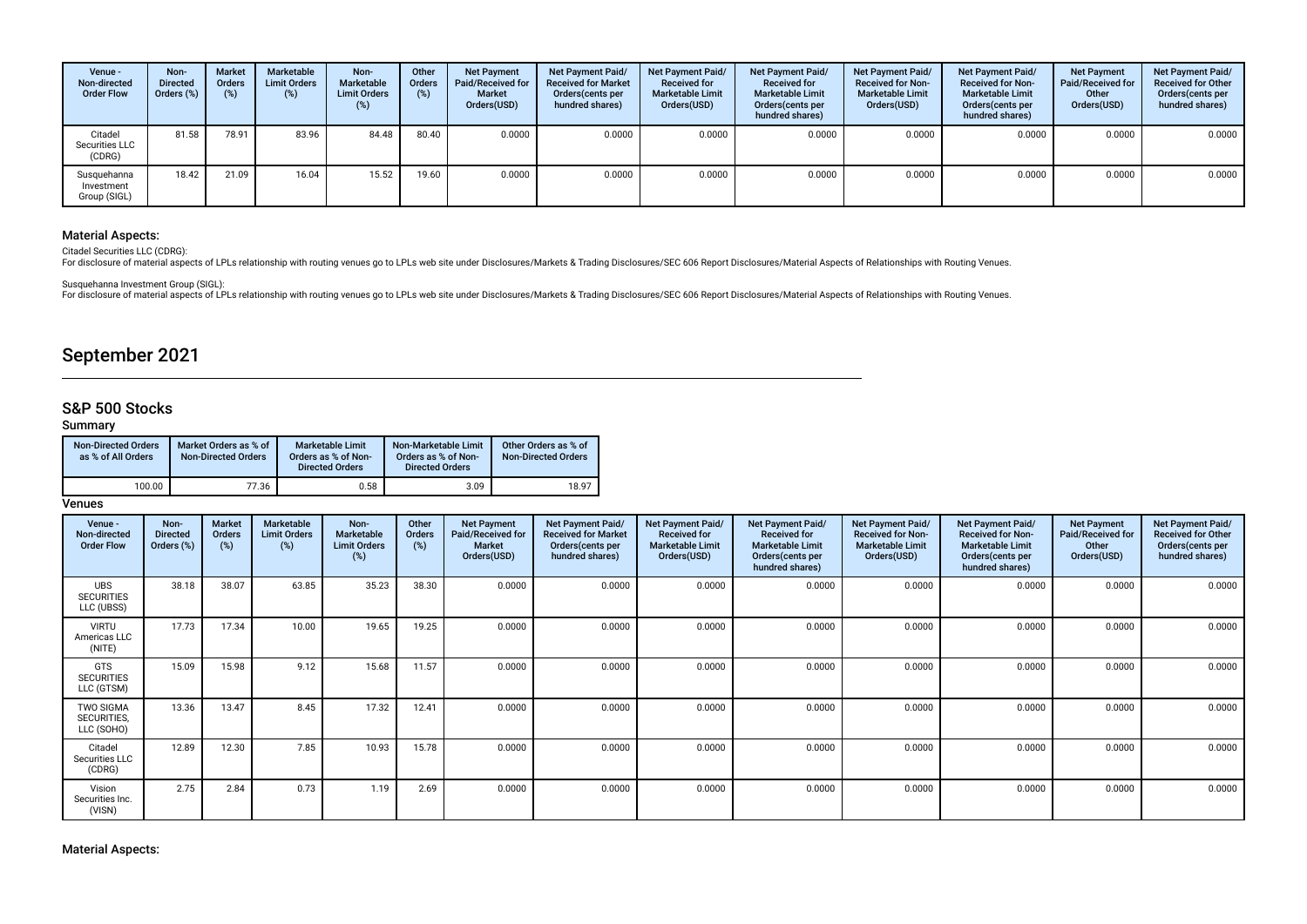| Venue - Non-directed Order Flow | Non-Directed Orders (%) | Market Orders (%) | Marketable Limit Orders (%) | Non-Marketable Limit Orders (%) | Other Orders (%) | Net Payment Paid/Received for Market Orders(USD) | Net Payment Paid/ Received for Market Orders(cents per hundred shares) | Net Payment Paid/ Received for Marketable Limit Orders(USD) | Net Payment Paid/ Received for Marketable Limit Orders(cents per hundred shares) | Net Payment Paid/ Received for Non-Marketable Limit Orders(USD) | Net Payment Paid/ Received for Non-Marketable Limit Orders(cents per hundred shares) | Net Payment Paid/Received for Other Orders(USD) | Net Payment Paid/ Received for Other Orders(cents per hundred shares) |
|---|---|---|---|---|---|---|---|---|---|---|---|---|---|
| Citadel Securities LLC (CDRG) | 81.58 | 78.91 | 83.96 | 84.48 | 80.40 | 0.0000 | 0.0000 | 0.0000 | 0.0000 | 0.0000 | 0.0000 | 0.0000 | 0.0000 |
| Susquehanna Investment Group (SIGL) | 18.42 | 21.09 | 16.04 | 15.52 | 19.60 | 0.0000 | 0.0000 | 0.0000 | 0.0000 | 0.0000 | 0.0000 | 0.0000 | 0.0000 |

### Material Aspects:

Citadel Securities LLC (CDRG):
For disclosure of material aspects of LPLs relationship with routing venues go to LPLs web site under Disclosures/Markets & Trading Disclosures/SEC 606 Report Disclosures/Material Aspects of Relationships with Routing Venues.

Susquehanna Investment Group (SIGL):
For disclosure of material aspects of LPLs relationship with routing venues go to LPLs web site under Disclosures/Markets & Trading Disclosures/SEC 606 Report Disclosures/Material Aspects of Relationships with Routing Venues.

# September 2021

## S&P 500 Stocks

### Summary

| Non-Directed Orders as % of All Orders | Market Orders as % of Non-Directed Orders | Marketable Limit Orders as % of Non-Directed Orders | Non-Marketable Limit Orders as % of Non-Directed Orders | Other Orders as % of Non-Directed Orders |
|---|---|---|---|---|
| 100.00 | 77.36 | 0.58 | 3.09 | 18.97 |

### Venues

| Venue - Non-directed Order Flow | Non-Directed Orders (%) | Market Orders (%) | Marketable Limit Orders (%) | Non-Marketable Limit Orders (%) | Other Orders (%) | Net Payment Paid/Received for Market Orders(USD) | Net Payment Paid/ Received for Market Orders(cents per hundred shares) | Net Payment Paid/ Received for Marketable Limit Orders(USD) | Net Payment Paid/ Received for Marketable Limit Orders(cents per hundred shares) | Net Payment Paid/ Received for Non-Marketable Limit Orders(USD) | Net Payment Paid/ Received for Non-Marketable Limit Orders(cents per hundred shares) | Net Payment Paid/Received for Other Orders(USD) | Net Payment Paid/ Received for Other Orders(cents per hundred shares) |
|---|---|---|---|---|---|---|---|---|---|---|---|---|---|
| UBS SECURITIES LLC (UBSS) | 38.18 | 38.07 | 63.85 | 35.23 | 38.30 | 0.0000 | 0.0000 | 0.0000 | 0.0000 | 0.0000 | 0.0000 | 0.0000 | 0.0000 |
| VIRTU Americas LLC (NITE) | 17.73 | 17.34 | 10.00 | 19.65 | 19.25 | 0.0000 | 0.0000 | 0.0000 | 0.0000 | 0.0000 | 0.0000 | 0.0000 | 0.0000 |
| GTS SECURITIES LLC (GTSM) | 15.09 | 15.98 | 9.12 | 15.68 | 11.57 | 0.0000 | 0.0000 | 0.0000 | 0.0000 | 0.0000 | 0.0000 | 0.0000 | 0.0000 |
| TWO SIGMA SECURITIES, LLC (SOHO) | 13.36 | 13.47 | 8.45 | 17.32 | 12.41 | 0.0000 | 0.0000 | 0.0000 | 0.0000 | 0.0000 | 0.0000 | 0.0000 | 0.0000 |
| Citadel Securities LLC (CDRG) | 12.89 | 12.30 | 7.85 | 10.93 | 15.78 | 0.0000 | 0.0000 | 0.0000 | 0.0000 | 0.0000 | 0.0000 | 0.0000 | 0.0000 |
| Vision Securities Inc. (VISN) | 2.75 | 2.84 | 0.73 | 1.19 | 2.69 | 0.0000 | 0.0000 | 0.0000 | 0.0000 | 0.0000 | 0.0000 | 0.0000 | 0.0000 |

### Material Aspects: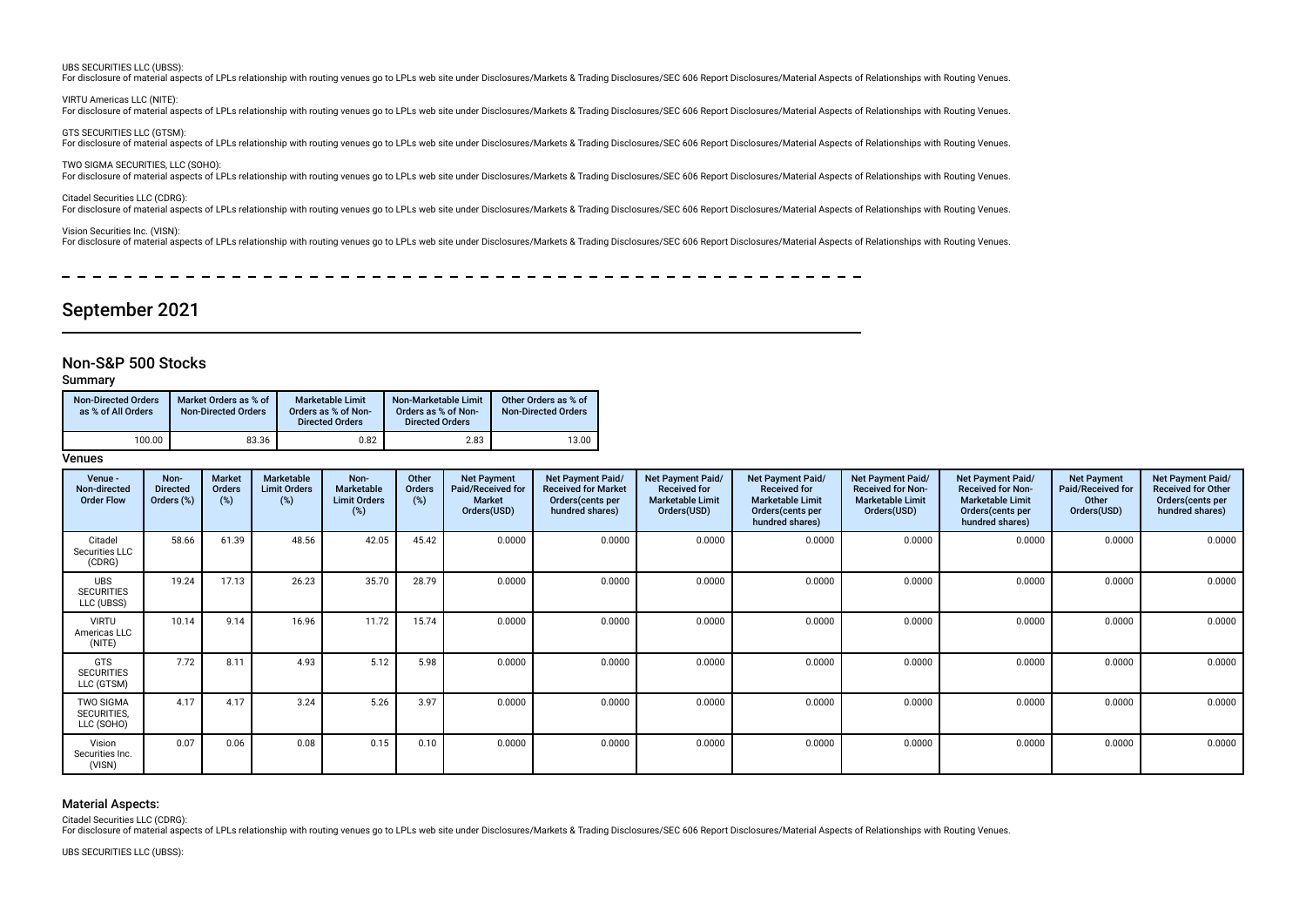UBS SECURITIES LLC (UBSS):
For disclosure of material aspects of LPLs relationship with routing venues go to LPLs web site under Disclosures/Markets & Trading Disclosures/SEC 606 Report Disclosures/Material Aspects of Relationships with Routing Venues.

VIRTU Americas LLC (NITE):
For disclosure of material aspects of LPLs relationship with routing venues go to LPLs web site under Disclosures/Markets & Trading Disclosures/SEC 606 Report Disclosures/Material Aspects of Relationships with Routing Venues.

GTS SECURITIES LLC (GTSM):
For disclosure of material aspects of LPLs relationship with routing venues go to LPLs web site under Disclosures/Markets & Trading Disclosures/SEC 606 Report Disclosures/Material Aspects of Relationships with Routing Venues.

TWO SIGMA SECURITIES, LLC (SOHO):
For disclosure of material aspects of LPLs relationship with routing venues go to LPLs web site under Disclosures/Markets & Trading Disclosures/SEC 606 Report Disclosures/Material Aspects of Relationships with Routing Venues.

Citadel Securities LLC (CDRG):
For disclosure of material aspects of LPLs relationship with routing venues go to LPLs web site under Disclosures/Markets & Trading Disclosures/SEC 606 Report Disclosures/Material Aspects of Relationships with Routing Venues.

Vision Securities Inc. (VISN):
For disclosure of material aspects of LPLs relationship with routing venues go to LPLs web site under Disclosures/Markets & Trading Disclosures/SEC 606 Report Disclosures/Material Aspects of Relationships with Routing Venues.

# September 2021

## Non-S&P 500 Stocks

### Summary

| Non-Directed Orders as % of All Orders | Market Orders as % of Non-Directed Orders | Marketable Limit Orders as % of Non-Directed Orders | Non-Marketable Limit Orders as % of Non-Directed Orders | Other Orders as % of Non-Directed Orders |
|---|---|---|---|---|
| 100.00 | 83.36 | 0.82 | 2.83 | 13.00 |

### Venues

| Venue - Non-directed Order Flow | Non-Directed Orders (%) | Market Orders (%) | Marketable Limit Orders (%) | Non-Marketable Limit Orders (%) | Other Orders (%) | Net Payment Paid/Received for Market Orders(USD) | Net Payment Paid/ Received for Market Orders(cents per hundred shares) | Net Payment Paid/ Received for Marketable Limit Orders(USD) | Net Payment Paid/ Received for Marketable Limit Orders(cents per hundred shares) | Net Payment Paid/ Received for Non-Marketable Limit Orders(USD) | Net Payment Paid/ Received for Non-Marketable Limit Orders(cents per hundred shares) | Net Payment Paid/Received for Other Orders(USD) | Net Payment Paid/ Received for Other Orders(cents per hundred shares) |
|---|---|---|---|---|---|---|---|---|---|---|---|---|---|
| Citadel Securities LLC (CDRG) | 58.66 | 61.39 | 48.56 | 42.05 | 45.42 | 0.0000 | 0.0000 | 0.0000 | 0.0000 | 0.0000 | 0.0000 | 0.0000 | 0.0000 |
| UBS SECURITIES LLC (UBSS) | 19.24 | 17.13 | 26.23 | 35.70 | 28.79 | 0.0000 | 0.0000 | 0.0000 | 0.0000 | 0.0000 | 0.0000 | 0.0000 | 0.0000 |
| VIRTU Americas LLC (NITE) | 10.14 | 9.14 | 16.96 | 11.72 | 15.74 | 0.0000 | 0.0000 | 0.0000 | 0.0000 | 0.0000 | 0.0000 | 0.0000 | 0.0000 |
| GTS SECURITIES LLC (GTSM) | 7.72 | 8.11 | 4.93 | 5.12 | 5.98 | 0.0000 | 0.0000 | 0.0000 | 0.0000 | 0.0000 | 0.0000 | 0.0000 | 0.0000 |
| TWO SIGMA SECURITIES, LLC (SOHO) | 4.17 | 4.17 | 3.24 | 5.26 | 3.97 | 0.0000 | 0.0000 | 0.0000 | 0.0000 | 0.0000 | 0.0000 | 0.0000 | 0.0000 |
| Vision Securities Inc. (VISN) | 0.07 | 0.06 | 0.08 | 0.15 | 0.10 | 0.0000 | 0.0000 | 0.0000 | 0.0000 | 0.0000 | 0.0000 | 0.0000 | 0.0000 |

### Material Aspects:

Citadel Securities LLC (CDRG):
For disclosure of material aspects of LPLs relationship with routing venues go to LPLs web site under Disclosures/Markets & Trading Disclosures/SEC 606 Report Disclosures/Material Aspects of Relationships with Routing Venues.

UBS SECURITIES LLC (UBSS):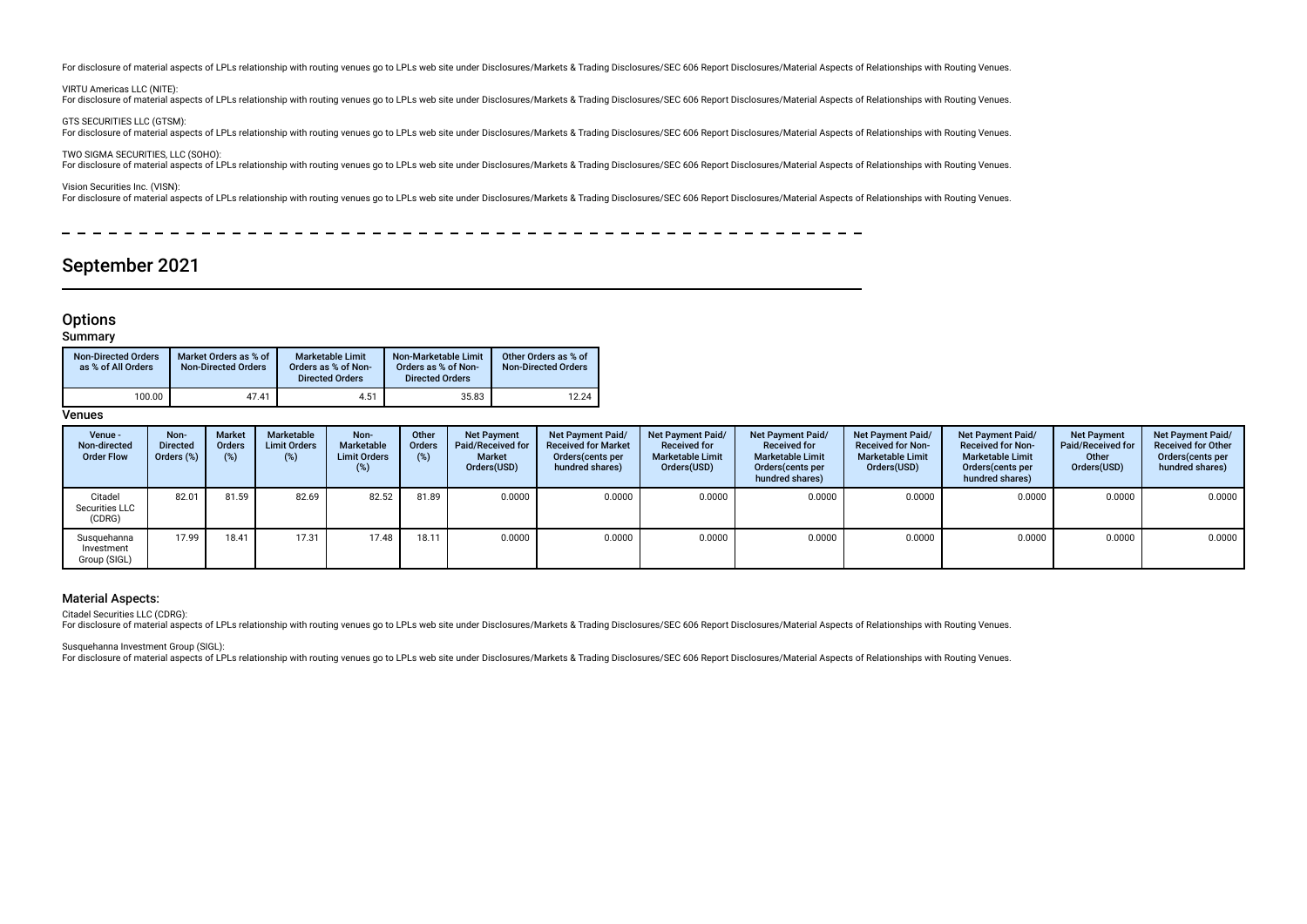For disclosure of material aspects of LPLs relationship with routing venues go to LPLs web site under Disclosures/Markets & Trading Disclosures/SEC 606 Report Disclosures/Material Aspects of Relationships with Routing Venues.

VIRTU Americas LLC (NITE):
For disclosure of material aspects of LPLs relationship with routing venues go to LPLs web site under Disclosures/Markets & Trading Disclosures/SEC 606 Report Disclosures/Material Aspects of Relationships with Routing Venues.

GTS SECURITIES LLC (GTSM):
For disclosure of material aspects of LPLs relationship with routing venues go to LPLs web site under Disclosures/Markets & Trading Disclosures/SEC 606 Report Disclosures/Material Aspects of Relationships with Routing Venues.

TWO SIGMA SECURITIES, LLC (SOHO):
For disclosure of material aspects of LPLs relationship with routing venues go to LPLs web site under Disclosures/Markets & Trading Disclosures/SEC 606 Report Disclosures/Material Aspects of Relationships with Routing Venues.

Vision Securities Inc. (VISN):
For disclosure of material aspects of LPLs relationship with routing venues go to LPLs web site under Disclosures/Markets & Trading Disclosures/SEC 606 Report Disclosures/Material Aspects of Relationships with Routing Venues.

# September 2021

## Options

### Summary

| Non-Directed Orders as % of All Orders | Market Orders as % of Non-Directed Orders | Marketable Limit Orders as % of Non-Directed Orders | Non-Marketable Limit Orders as % of Non-Directed Orders | Other Orders as % of Non-Directed Orders |
|---|---|---|---|---|
| 100.00 | 47.41 | 4.51 | 35.83 | 12.24 |

### Venues

| Venue - Non-directed Order Flow | Non-Directed Orders (%) | Market Orders (%) | Marketable Limit Orders (%) | Non-Marketable Limit Orders (%) | Other Orders (%) | Net Payment Paid/Received for Market Orders(USD) | Net Payment Paid/Received for Market Orders(cents per hundred shares) | Net Payment Paid/Received for Marketable Limit Orders(USD) | Net Payment Paid/Received for Marketable Limit Orders(cents per hundred shares) | Net Payment Paid/Received for Non-Marketable Limit Orders(USD) | Net Payment Paid/Received for Non-Marketable Limit Orders(cents per hundred shares) | Net Payment Paid/Received for Other Orders(USD) | Net Payment Paid/Received for Other Orders(cents per hundred shares) |
|---|---|---|---|---|---|---|---|---|---|---|---|---|---|
| Citadel Securities LLC (CDRG) | 82.01 | 81.59 | 82.69 | 82.52 | 81.89 | 0.0000 | 0.0000 | 0.0000 | 0.0000 | 0.0000 | 0.0000 | 0.0000 | 0.0000 |
| Susquehanna Investment Group (SIGL) | 17.99 | 18.41 | 17.31 | 17.48 | 18.11 | 0.0000 | 0.0000 | 0.0000 | 0.0000 | 0.0000 | 0.0000 | 0.0000 | 0.0000 |

### Material Aspects:

Citadel Securities LLC (CDRG):
For disclosure of material aspects of LPLs relationship with routing venues go to LPLs web site under Disclosures/Markets & Trading Disclosures/SEC 606 Report Disclosures/Material Aspects of Relationships with Routing Venues.

Susquehanna Investment Group (SIGL):
For disclosure of material aspects of LPLs relationship with routing venues go to LPLs web site under Disclosures/Markets & Trading Disclosures/SEC 606 Report Disclosures/Material Aspects of Relationships with Routing Venues.